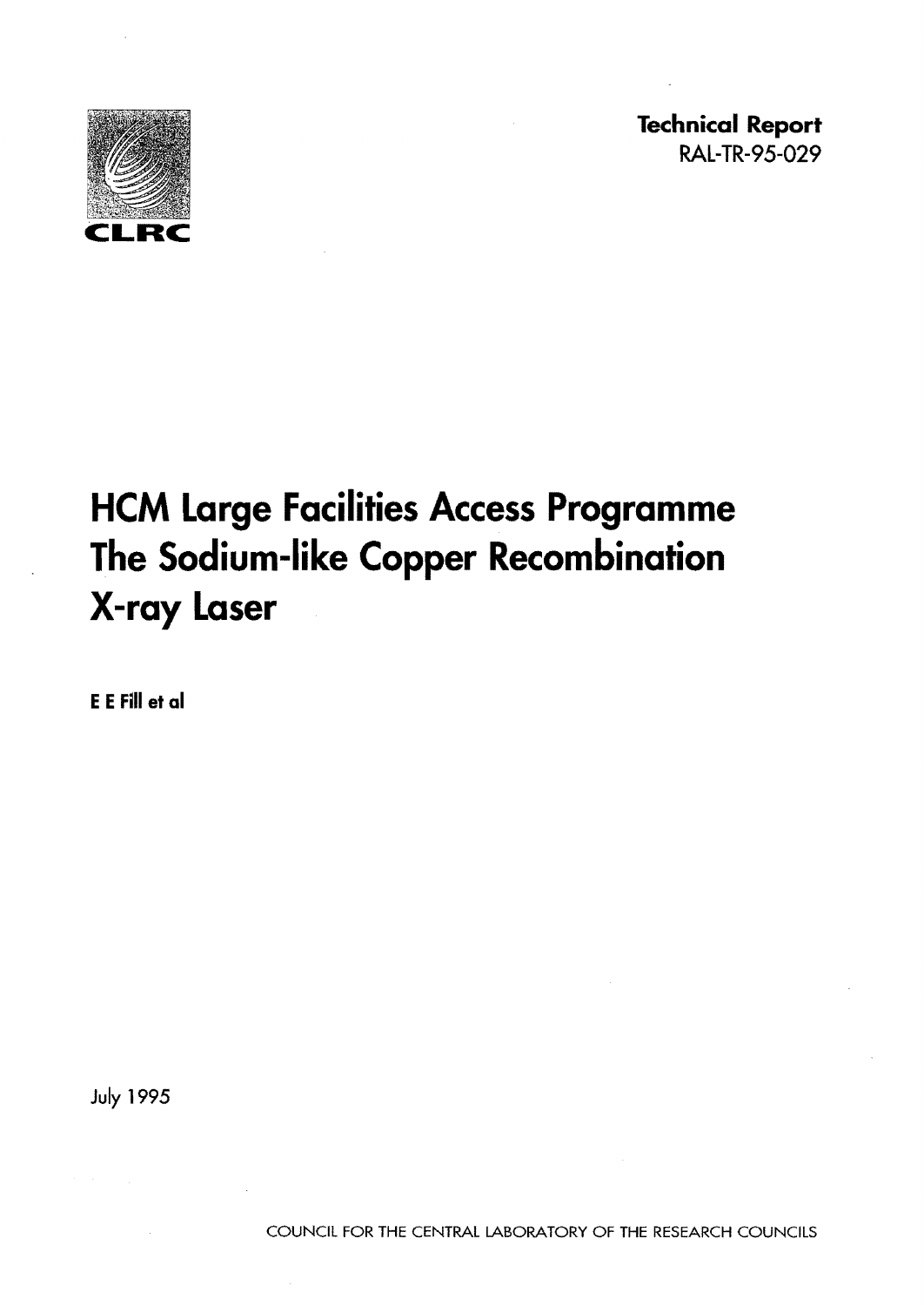CLRC

**Technical Report**
RAL-TR-95-029

# HCM Large Facilities Access Programme The Sodium-like Copper Recombination X-ray Laser

**E E Fill et al**

July 1995

COUNCIL FOR THE CENTRAL LABORATORY OF THE RESEARCH COUNCILS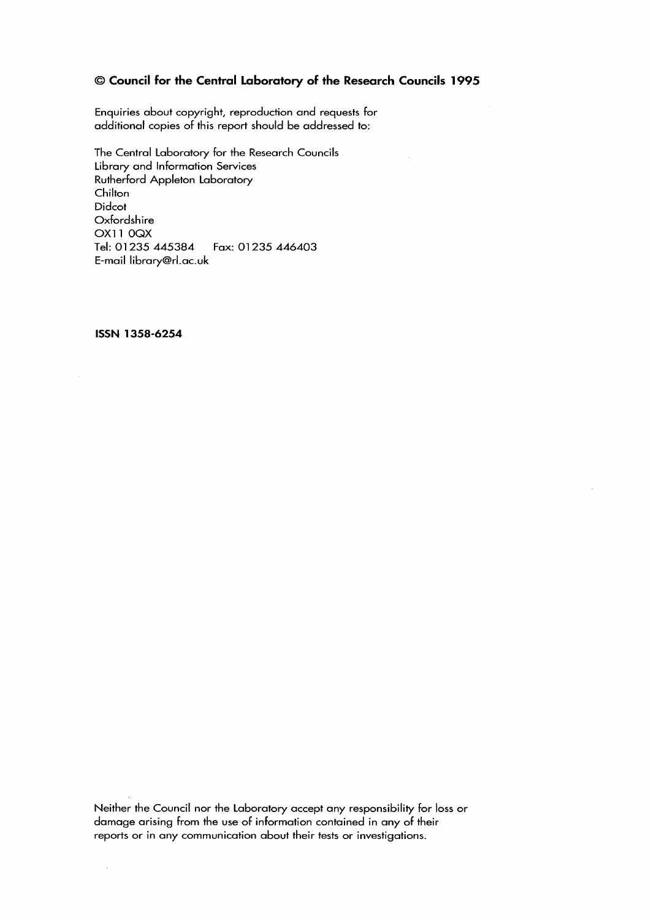**© Council for the Central Laboratory of the Research Councils 1995**

Enquiries about copyright, reproduction and requests for additional copies of this report should be addressed to:

The Central Laboratory for the Research Councils
Library and Information Services
Rutherford Appleton Laboratory
Chilton
Didcot
Oxfordshire
OX11 0QX
Tel: 01235 445384    Fax: 01235 446403
E-mail library@rl.ac.uk

**ISSN 1358-6254**

Neither the Council nor the Laboratory accept any responsibility for loss or damage arising from the use of information contained in any of their reports or in any communication about their tests or investigations.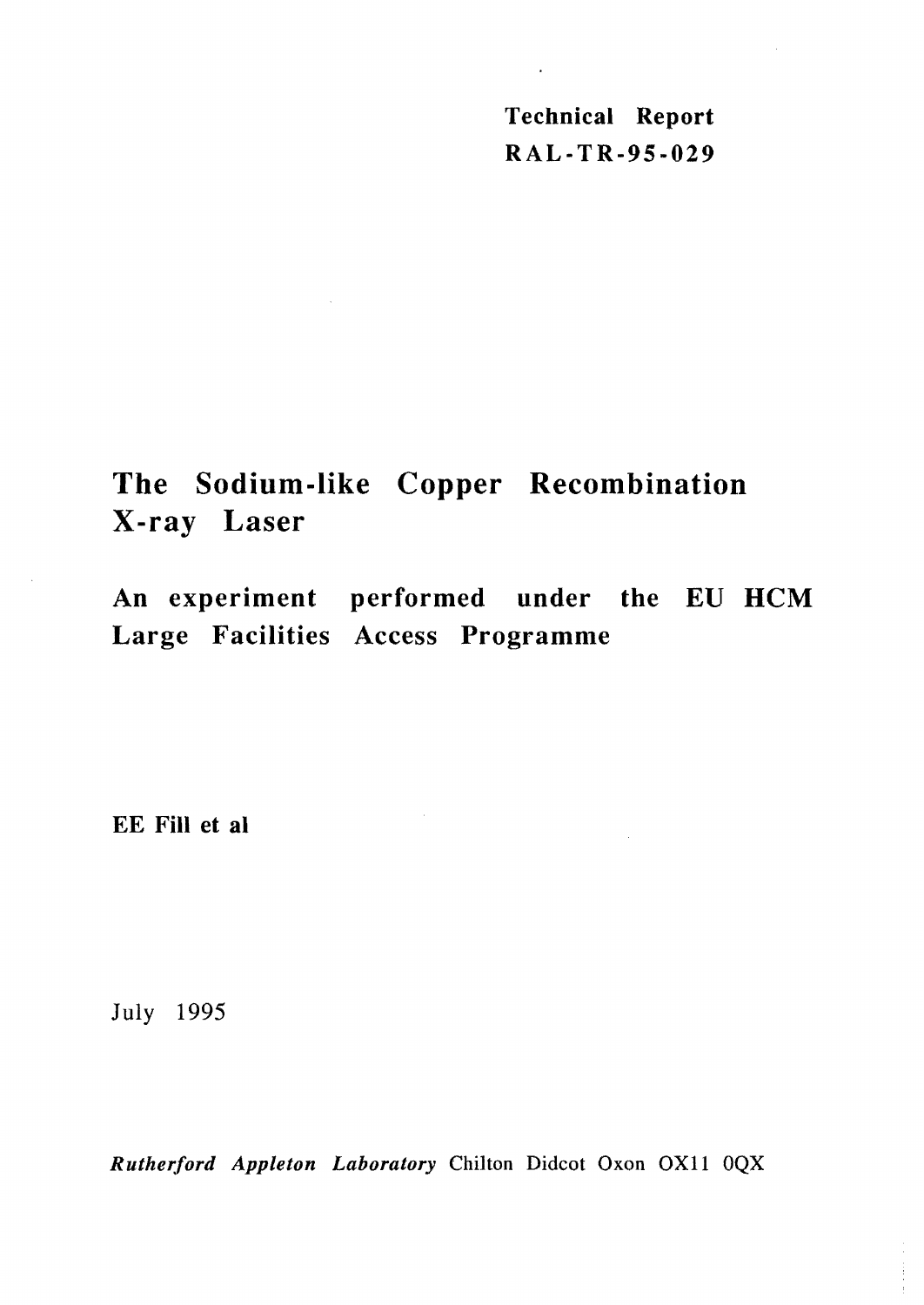Technical Report
RAL-TR-95-029

# The Sodium-like Copper Recombination X-ray Laser

## An experiment performed under the EU HCM Large Facilities Access Programme

**EE Fill et al**

July 1995

***Rutherford Appleton Laboratory*** Chilton Didcot Oxon OX11 0QX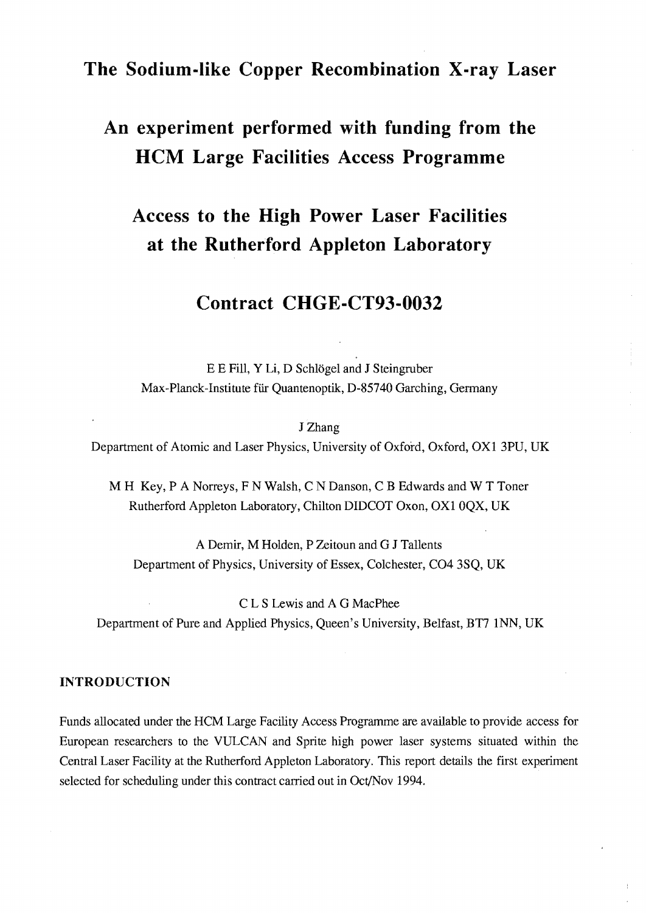# The Sodium-like Copper Recombination X-ray Laser

# An experiment performed with funding from the HCM Large Facilities Access Programme

# Access to the High Power Laser Facilities at the Rutherford Appleton Laboratory

# Contract CHGE-CT93-0032

E E Fill, Y Li, D Schlögel and J Steingruber
Max-Planck-Institute für Quantenoptik, D-85740 Garching, Germany

J Zhang
Department of Atomic and Laser Physics, University of Oxford, Oxford, OX1 3PU, UK

M H Key, P A Norreys, F N Walsh, C N Danson, C B Edwards and W T Toner
Rutherford Appleton Laboratory, Chilton DIDCOT Oxon, OX1 0QX, UK

A Demir, M Holden, P Zeitoun and G J Tallents
Department of Physics, University of Essex, Colchester, CO4 3SQ, UK

C L S Lewis and A G MacPhee
Department of Pure and Applied Physics, Queen's University, Belfast, BT7 1NN, UK

## INTRODUCTION

Funds allocated under the HCM Large Facility Access Programme are available to provide access for European researchers to the VULCAN and Sprite high power laser systems situated within the Central Laser Facility at the Rutherford Appleton Laboratory. This report details the first experiment selected for scheduling under this contract carried out in Oct/Nov 1994.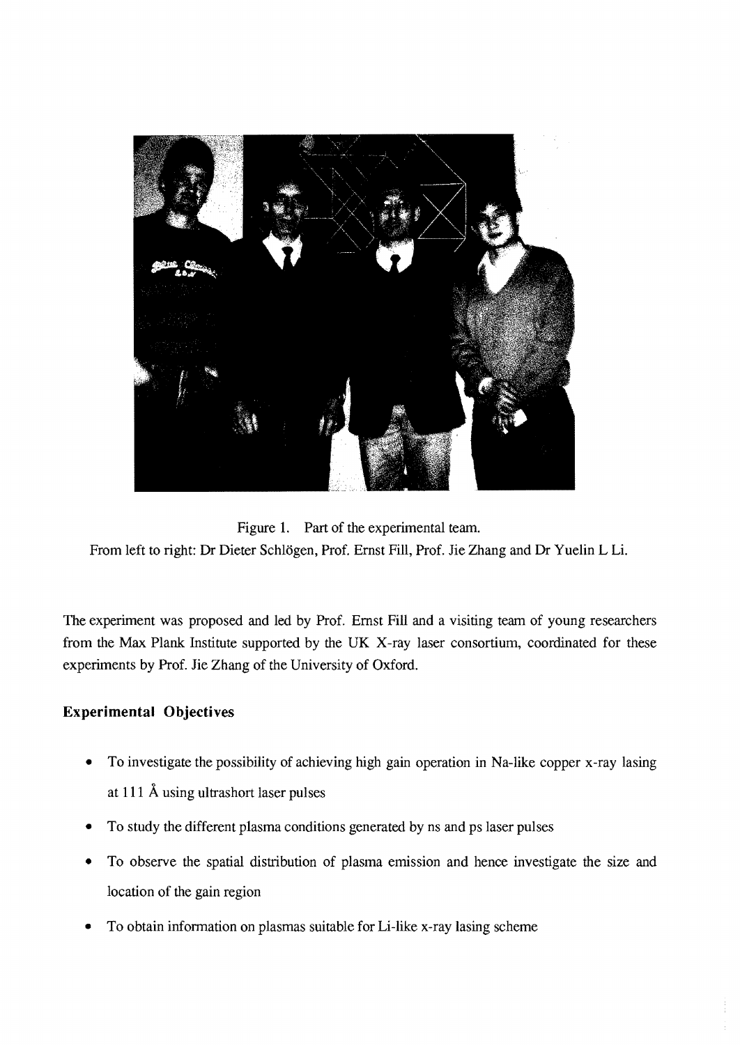Figure 1. Part of the experimental team.
From left to right: Dr Dieter Schlögen, Prof. Ernst Fill, Prof. Jie Zhang and Dr Yuelin L Li.

The experiment was proposed and led by Prof. Ernst Fill and a visiting team of young researchers from the Max Plank Institute supported by the UK X-ray laser consortium, coordinated for these experiments by Prof. Jie Zhang of the University of Oxford.

## Experimental Objectives

- To investigate the possibility of achieving high gain operation in Na-like copper x-ray lasing at 111 Å using ultrashort laser pulses
- To study the different plasma conditions generated by ns and ps laser pulses
- To observe the spatial distribution of plasma emission and hence investigate the size and location of the gain region
- To obtain information on plasmas suitable for Li-like x-ray lasing scheme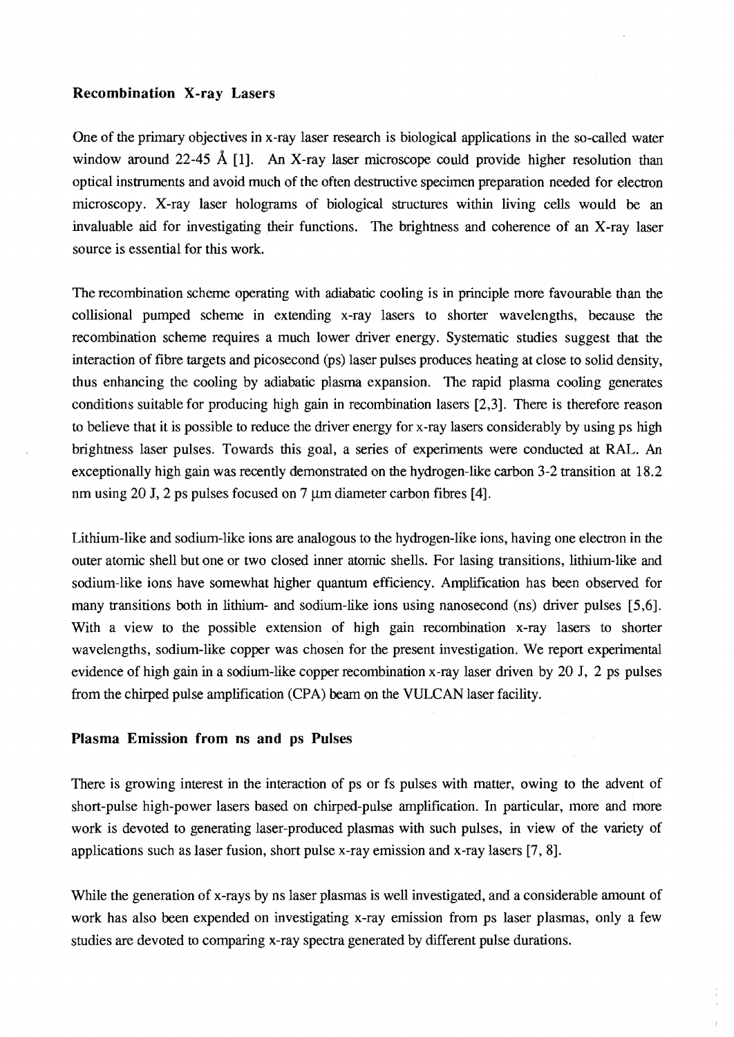## Recombination X-ray Lasers

One of the primary objectives in x-ray laser research is biological applications in the so-called water window around 22-45 Å [1]. An X-ray laser microscope could provide higher resolution than optical instruments and avoid much of the often destructive specimen preparation needed for electron microscopy. X-ray laser holograms of biological structures within living cells would be an invaluable aid for investigating their functions. The brightness and coherence of an X-ray laser source is essential for this work.

The recombination scheme operating with adiabatic cooling is in principle more favourable than the collisional pumped scheme in extending x-ray lasers to shorter wavelengths, because the recombination scheme requires a much lower driver energy. Systematic studies suggest that the interaction of fibre targets and picosecond (ps) laser pulses produces heating at close to solid density, thus enhancing the cooling by adiabatic plasma expansion. The rapid plasma cooling generates conditions suitable for producing high gain in recombination lasers [2,3]. There is therefore reason to believe that it is possible to reduce the driver energy for x-ray lasers considerably by using ps high brightness laser pulses. Towards this goal, a series of experiments were conducted at RAL. An exceptionally high gain was recently demonstrated on the hydrogen-like carbon 3-2 transition at 18.2 nm using 20 J, 2 ps pulses focused on 7 μm diameter carbon fibres [4].

Lithium-like and sodium-like ions are analogous to the hydrogen-like ions, having one electron in the outer atomic shell but one or two closed inner atomic shells. For lasing transitions, lithium-like and sodium-like ions have somewhat higher quantum efficiency. Amplification has been observed for many transitions both in lithium- and sodium-like ions using nanosecond (ns) driver pulses [5,6]. With a view to the possible extension of high gain recombination x-ray lasers to shorter wavelengths, sodium-like copper was chosen for the present investigation. We report experimental evidence of high gain in a sodium-like copper recombination x-ray laser driven by 20 J, 2 ps pulses from the chirped pulse amplification (CPA) beam on the VULCAN laser facility.

## Plasma Emission from ns and ps Pulses

There is growing interest in the interaction of ps or fs pulses with matter, owing to the advent of short-pulse high-power lasers based on chirped-pulse amplification. In particular, more and more work is devoted to generating laser-produced plasmas with such pulses, in view of the variety of applications such as laser fusion, short pulse x-ray emission and x-ray lasers [7, 8].

While the generation of x-rays by ns laser plasmas is well investigated, and a considerable amount of work has also been expended on investigating x-ray emission from ps laser plasmas, only a few studies are devoted to comparing x-ray spectra generated by different pulse durations.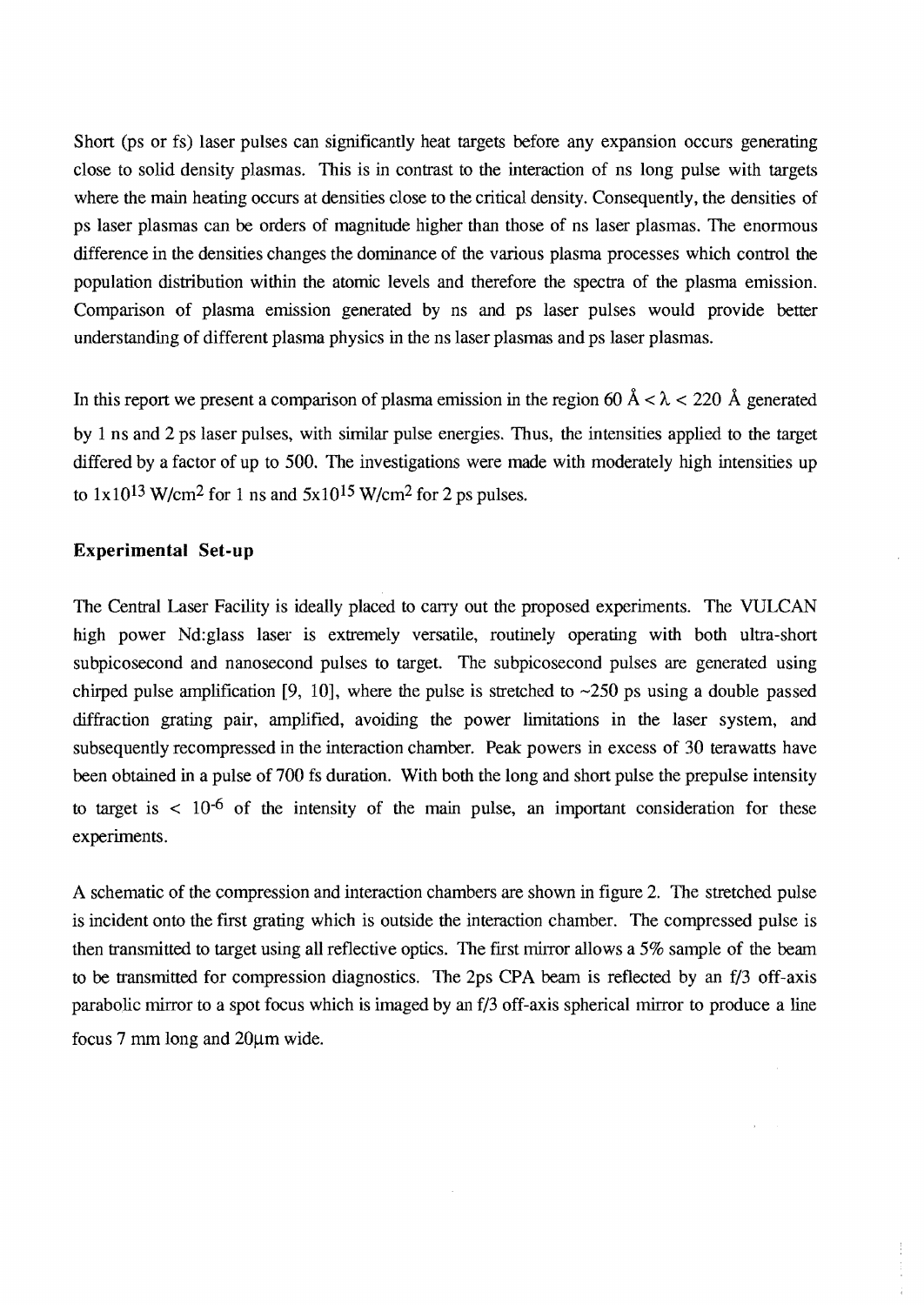Short (ps or fs) laser pulses can significantly heat targets before any expansion occurs generating close to solid density plasmas. This is in contrast to the interaction of ns long pulse with targets where the main heating occurs at densities close to the critical density. Consequently, the densities of ps laser plasmas can be orders of magnitude higher than those of ns laser plasmas. The enormous difference in the densities changes the dominance of the various plasma processes which control the population distribution within the atomic levels and therefore the spectra of the plasma emission. Comparison of plasma emission generated by ns and ps laser pulses would provide better understanding of different plasma physics in the ns laser plasmas and ps laser plasmas.

In this report we present a comparison of plasma emission in the region 60 Å $< \lambda <$ 220 Å generated by 1 ns and 2 ps laser pulses, with similar pulse energies. Thus, the intensities applied to the target differed by a factor of up to 500. The investigations were made with moderately high intensities up to $1\times10^{13}$ W/cm$^2$ for 1 ns and $5\times10^{15}$ W/cm$^2$ for 2 ps pulses.

### Experimental Set-up

The Central Laser Facility is ideally placed to carry out the proposed experiments. The VULCAN high power Nd:glass laser is extremely versatile, routinely operating with both ultra-short subpicosecond and nanosecond pulses to target. The subpicosecond pulses are generated using chirped pulse amplification [9, 10], where the pulse is stretched to ~250 ps using a double passed diffraction grating pair, amplified, avoiding the power limitations in the laser system, and subsequently recompressed in the interaction chamber. Peak powers in excess of 30 terawatts have been obtained in a pulse of 700 fs duration. With both the long and short pulse the prepulse intensity to target is $< 10^{-6}$ of the intensity of the main pulse, an important consideration for these experiments.

A schematic of the compression and interaction chambers are shown in figure 2. The stretched pulse is incident onto the first grating which is outside the interaction chamber. The compressed pulse is then transmitted to target using all reflective optics. The first mirror allows a 5% sample of the beam to be transmitted for compression diagnostics. The 2ps CPA beam is reflected by an f/3 off-axis parabolic mirror to a spot focus which is imaged by an f/3 off-axis spherical mirror to produce a line focus 7 mm long and 20μm wide.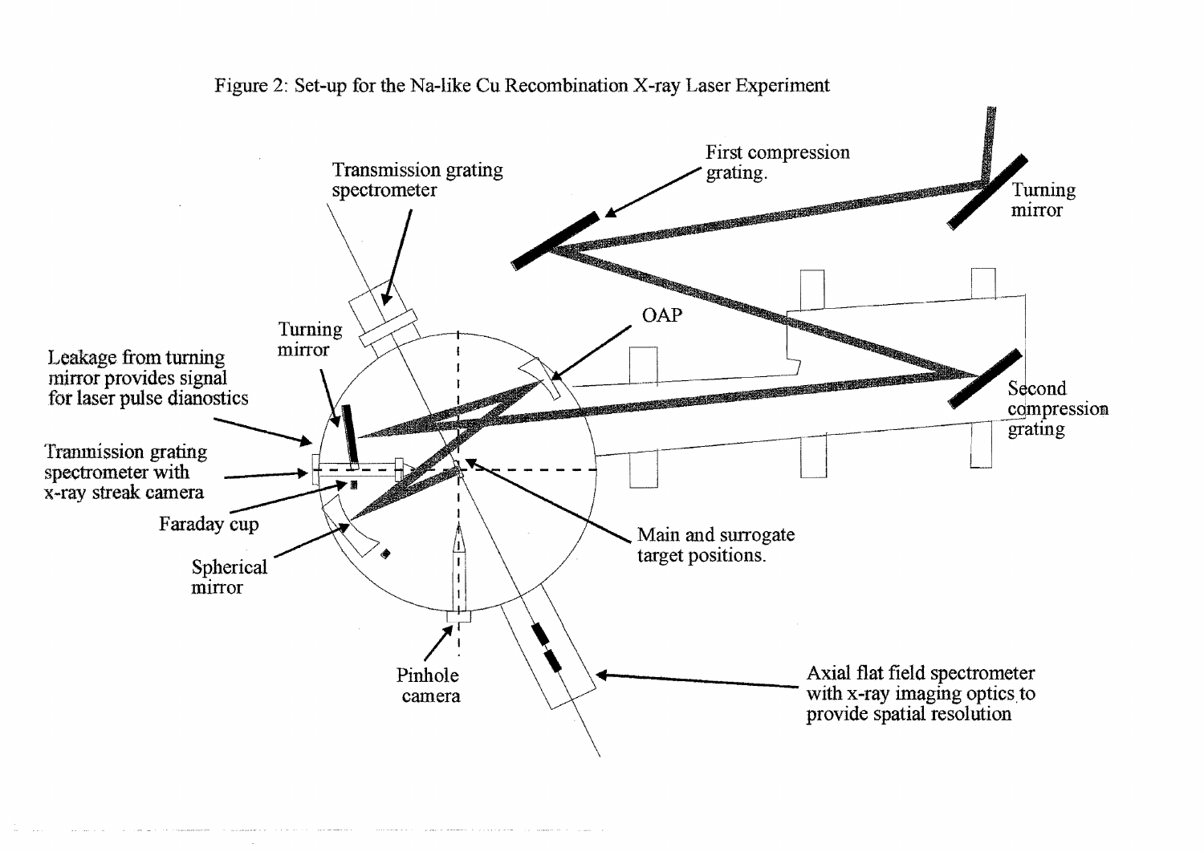Figure 2: Set-up for the Na-like Cu Recombination X-ray Laser Experiment

First compression grating.

Turning mirror

Transmission grating spectrometer

OAP

Turning mirror

Leakage from turning mirror provides signal for laser pulse dianostics

Second compression grating

Tranmission grating spectrometer with x-ray streak camera

Faraday cup

Spherical mirror

Main and surrogate target positions.

Pinhole camera

Axial flat field spectrometer with x-ray imaging optics to provide spatial resolution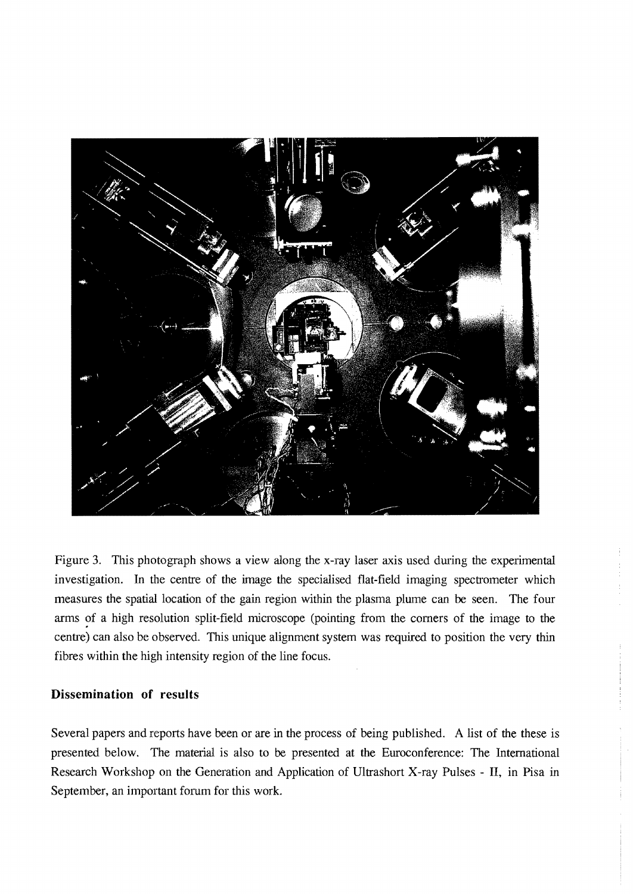Figure 3. This photograph shows a view along the x-ray laser axis used during the experimental investigation. In the centre of the image the specialised flat-field imaging spectrometer which measures the spatial location of the gain region within the plasma plume can be seen. The four arms of a high resolution split-field microscope (pointing from the corners of the image to the centre) can also be observed. This unique alignment system was required to position the very thin fibres within the high intensity region of the line focus.

## Dissemination of results

Several papers and reports have been or are in the process of being published. A list of the these is presented below. The material is also to be presented at the Euroconference: The International Research Workshop on the Generation and Application of Ultrashort X-ray Pulses - II, in Pisa in September, an important forum for this work.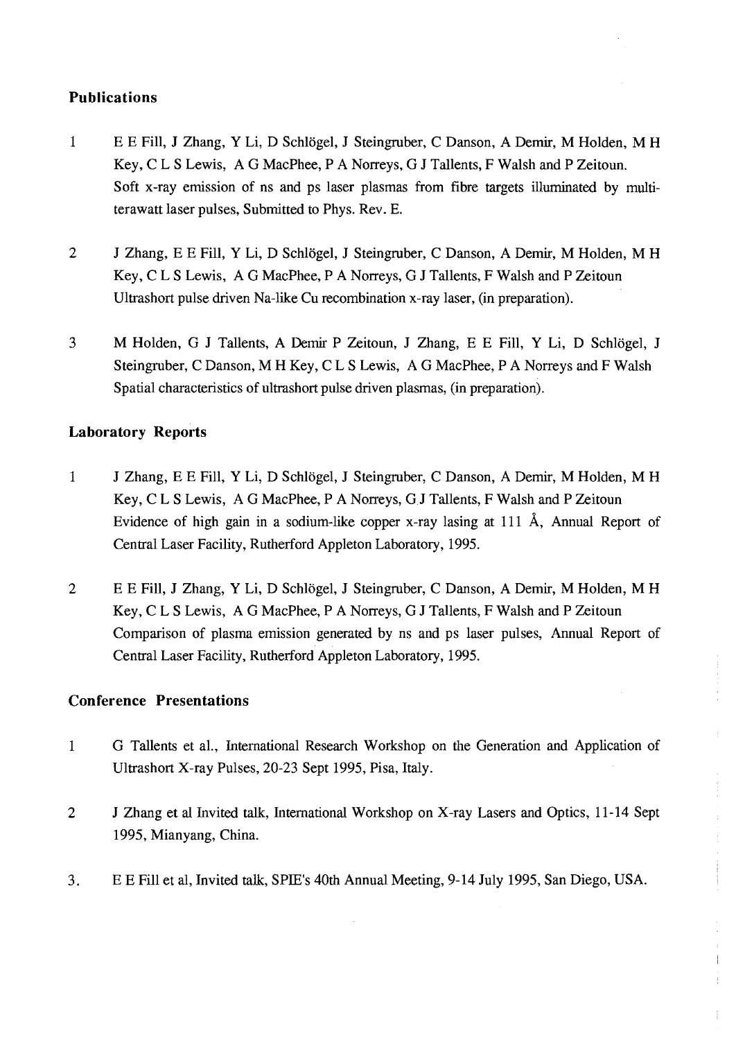## Publications

1. E E Fill, J Zhang, Y Li, D Schlögel, J Steingruber, C Danson, A Demir, M Holden, M H Key, C L S Lewis, A G MacPhee, P A Norreys, G J Tallents, F Walsh and P Zeitoun. Soft x-ray emission of ns and ps laser plasmas from fibre targets illuminated by multi-terawatt laser pulses, Submitted to Phys. Rev. E.

2. J Zhang, E E Fill, Y Li, D Schlögel, J Steingruber, C Danson, A Demir, M Holden, M H Key, C L S Lewis, A G MacPhee, P A Norreys, G J Tallents, F Walsh and P Zeitoun Ultrashort pulse driven Na-like Cu recombination x-ray laser, (in preparation).

3. M Holden, G J Tallents, A Demir P Zeitoun, J Zhang, E E Fill, Y Li, D Schlögel, J Steingruber, C Danson, M H Key, C L S Lewis, A G MacPhee, P A Norreys and F Walsh Spatial characteristics of ultrashort pulse driven plasmas, (in preparation).

## Laboratory Reports

1. J Zhang, E E Fill, Y Li, D Schlögel, J Steingruber, C Danson, A Demir, M Holden, M H Key, C L S Lewis, A G MacPhee, P A Norreys, G J Tallents, F Walsh and P Zeitoun Evidence of high gain in a sodium-like copper x-ray lasing at 111 Å, Annual Report of Central Laser Facility, Rutherford Appleton Laboratory, 1995.

2. E E Fill, J Zhang, Y Li, D Schlögel, J Steingruber, C Danson, A Demir, M Holden, M H Key, C L S Lewis, A G MacPhee, P A Norreys, G J Tallents, F Walsh and P Zeitoun Comparison of plasma emission generated by ns and ps laser pulses, Annual Report of Central Laser Facility, Rutherford Appleton Laboratory, 1995.

## Conference Presentations

1. G Tallents et al., International Research Workshop on the Generation and Application of Ultrashort X-ray Pulses, 20-23 Sept 1995, Pisa, Italy.

2. J Zhang et al Invited talk, International Workshop on X-ray Lasers and Optics, 11-14 Sept 1995, Mianyang, China.

3. E E Fill et al, Invited talk, SPIE's 40th Annual Meeting, 9-14 July 1995, San Diego, USA.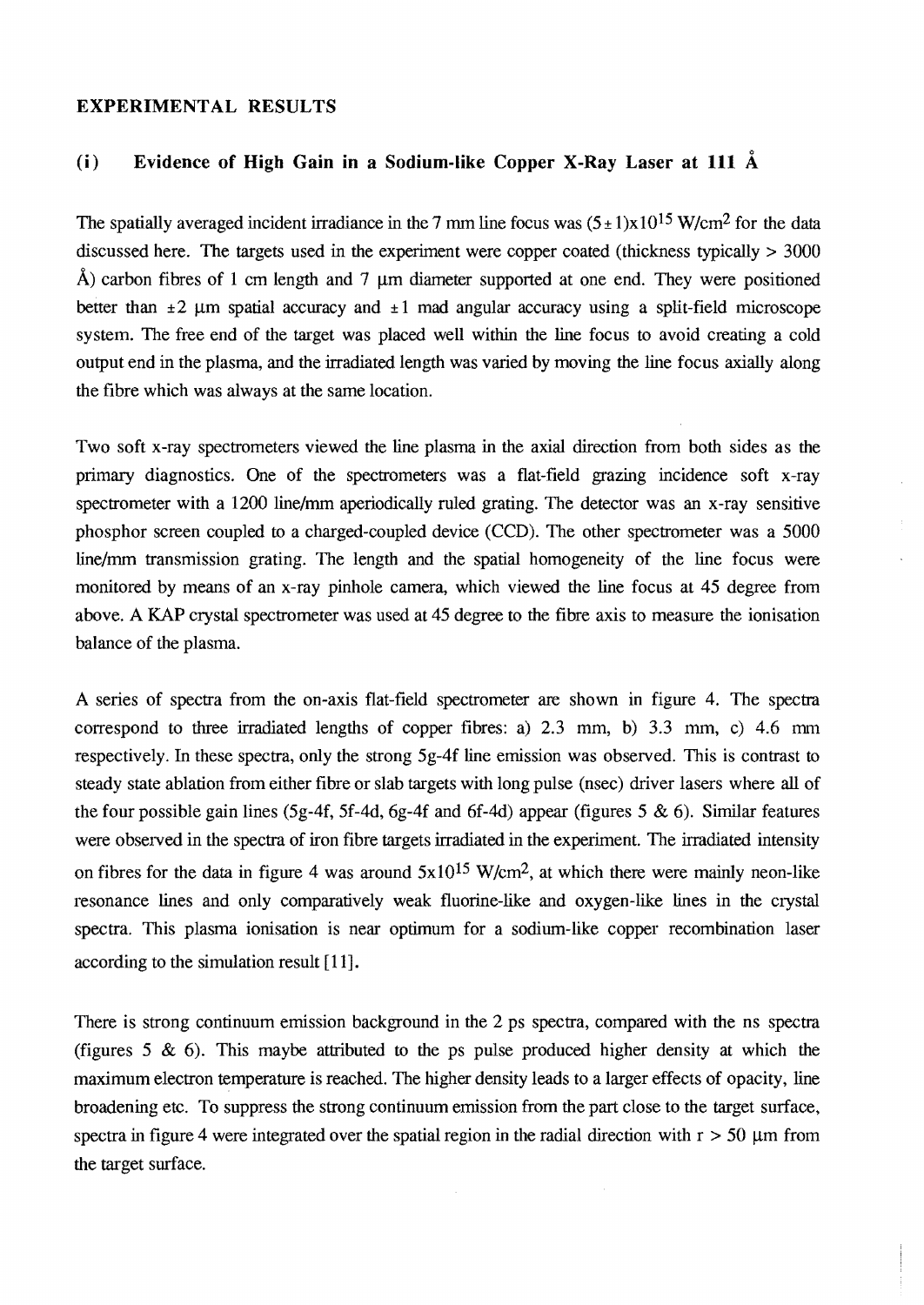## EXPERIMENTAL RESULTS

### (i) Evidence of High Gain in a Sodium-like Copper X-Ray Laser at 111 Å

The spatially averaged incident irradiance in the 7 mm line focus was $(5 \pm 1) \times 10^{15}$ W/cm$^2$ for the data discussed here. The targets used in the experiment were copper coated (thickness typically > 3000 Å) carbon fibres of 1 cm length and 7 µm diameter supported at one end. They were positioned better than ±2 µm spatial accuracy and ±1 mad angular accuracy using a split-field microscope system. The free end of the target was placed well within the line focus to avoid creating a cold output end in the plasma, and the irradiated length was varied by moving the line focus axially along the fibre which was always at the same location.

Two soft x-ray spectrometers viewed the line plasma in the axial direction from both sides as the primary diagnostics. One of the spectrometers was a flat-field grazing incidence soft x-ray spectrometer with a 1200 line/mm aperiodically ruled grating. The detector was an x-ray sensitive phosphor screen coupled to a charged-coupled device (CCD). The other spectrometer was a 5000 line/mm transmission grating. The length and the spatial homogeneity of the line focus were monitored by means of an x-ray pinhole camera, which viewed the line focus at 45 degree from above. A KAP crystal spectrometer was used at 45 degree to the fibre axis to measure the ionisation balance of the plasma.

A series of spectra from the on-axis flat-field spectrometer are shown in figure 4. The spectra correspond to three irradiated lengths of copper fibres: a) 2.3 mm, b) 3.3 mm, c) 4.6 mm respectively. In these spectra, only the strong 5g-4f line emission was observed. This is contrast to steady state ablation from either fibre or slab targets with long pulse (nsec) driver lasers where all of the four possible gain lines (5g-4f, 5f-4d, 6g-4f and 6f-4d) appear (figures 5 & 6). Similar features were observed in the spectra of iron fibre targets irradiated in the experiment. The irradiated intensity on fibres for the data in figure 4 was around $5 \times 10^{15}$ W/cm$^2$, at which there were mainly neon-like resonance lines and only comparatively weak fluorine-like and oxygen-like lines in the crystal spectra. This plasma ionisation is near optimum for a sodium-like copper recombination laser according to the simulation result [11].

There is strong continuum emission background in the 2 ps spectra, compared with the ns spectra (figures 5 & 6). This maybe attributed to the ps pulse produced higher density at which the maximum electron temperature is reached. The higher density leads to a larger effects of opacity, line broadening etc. To suppress the strong continuum emission from the part close to the target surface, spectra in figure 4 were integrated over the spatial region in the radial direction with r > 50 µm from the target surface.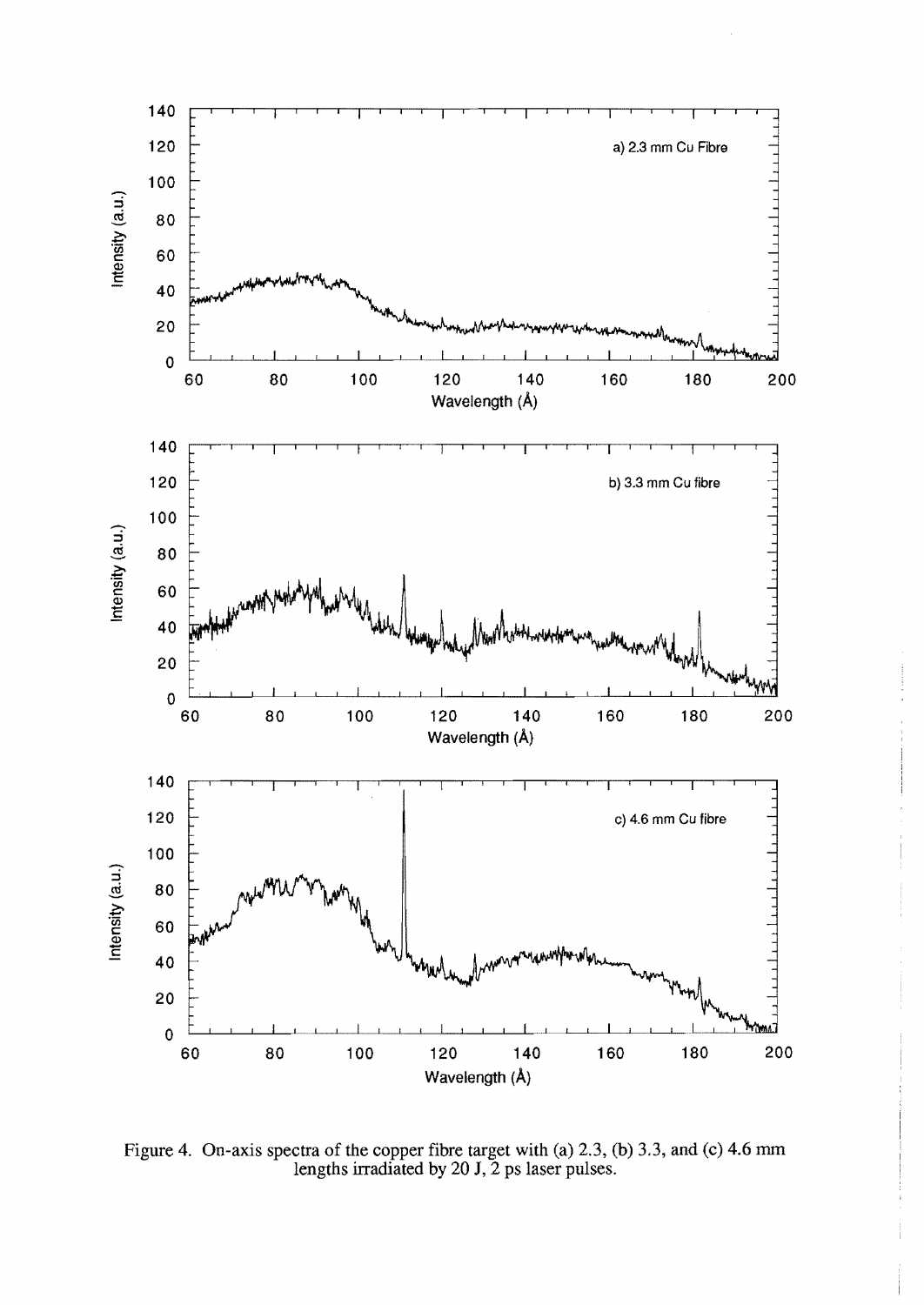Figure 4. On-axis spectra of the copper fibre target with (a) 2.3, (b) 3.3, and (c) 4.6 mm lengths irradiated by 20 J, 2 ps laser pulses.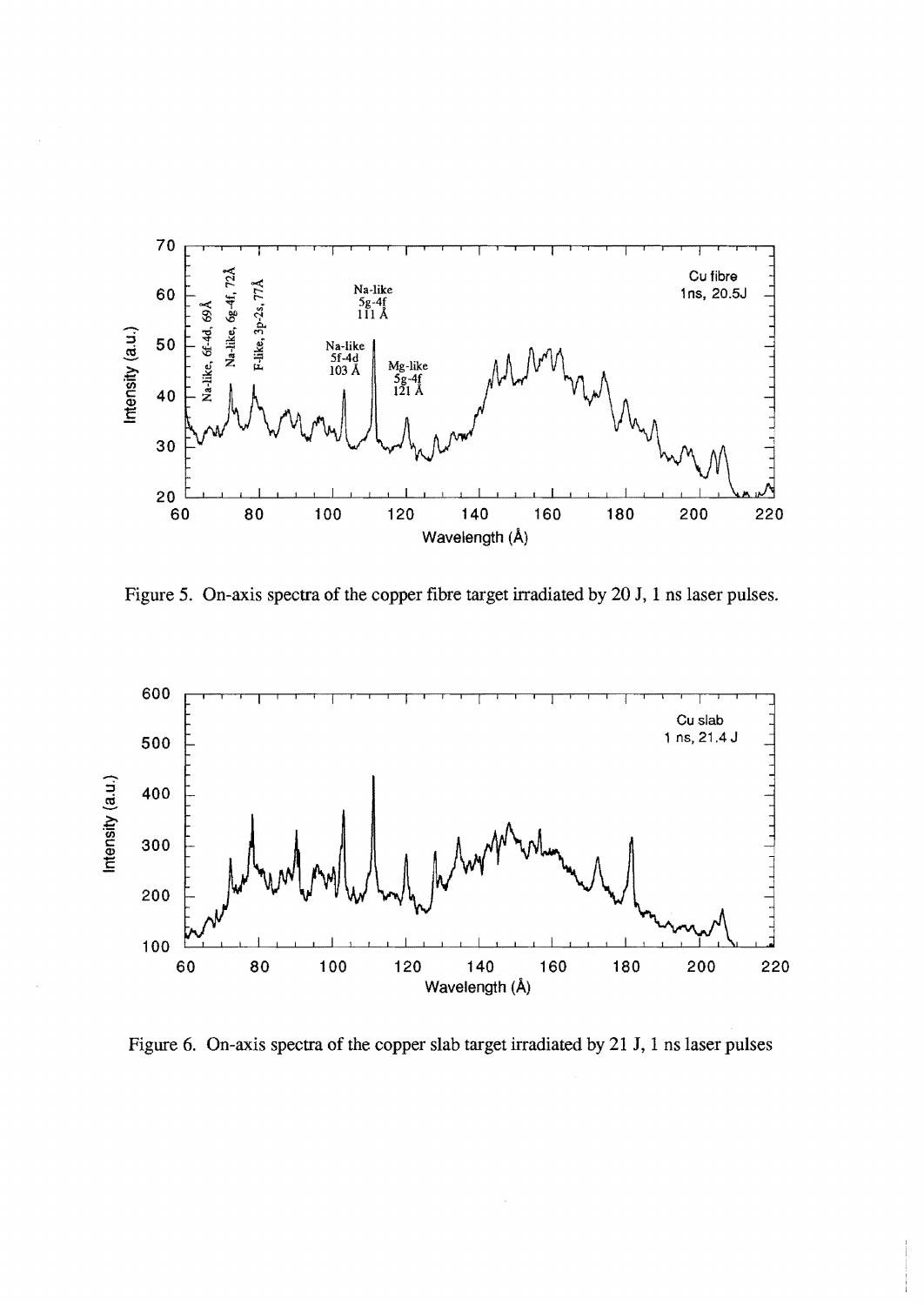Figure 5. On-axis spectra of the copper fibre target irradiated by 20 J, 1 ns laser pulses.

Figure 6. On-axis spectra of the copper slab target irradiated by 21 J, 1 ns laser pulses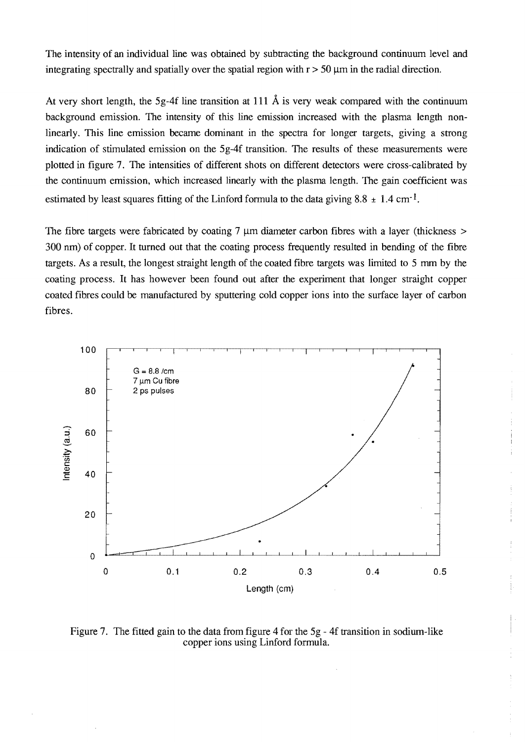The intensity of an individual line was obtained by subtracting the background continuum level and integrating spectrally and spatially over the spatial region with r > 50 μm in the radial direction.

At very short length, the 5g-4f line transition at 111 Å is very weak compared with the continuum background emission. The intensity of this line emission increased with the plasma length non-linearly. This line emission became dominant in the spectra for longer targets, giving a strong indication of stimulated emission on the 5g-4f transition. The results of these measurements were plotted in figure 7. The intensities of different shots on different detectors were cross-calibrated by the continuum emission, which increased linearly with the plasma length. The gain coefficient was estimated by least squares fitting of the Linford formula to the data giving $8.8 \pm 1.4$ $cm^{-1}$.

The fibre targets were fabricated by coating 7 μm diameter carbon fibres with a layer (thickness > 300 nm) of copper. It turned out that the coating process frequently resulted in bending of the fibre targets. As a result, the longest straight length of the coated fibre targets was limited to 5 mm by the coating process. It has however been found out after the experiment that longer straight copper coated fibres could be manufactured by sputtering cold copper ions into the surface layer of carbon fibres.

Figure 7. The fitted gain to the data from figure 4 for the 5g - 4f transition in sodium-like copper ions using Linford formula.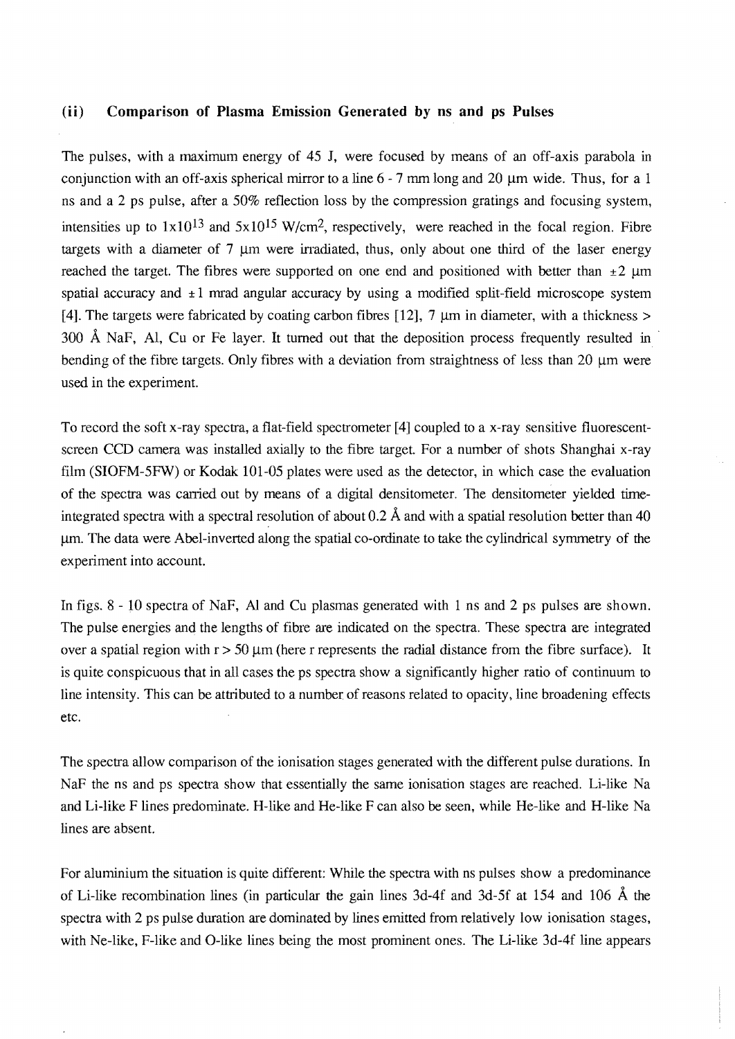### (ii) Comparison of Plasma Emission Generated by ns and ps Pulses

The pulses, with a maximum energy of 45 J, were focused by means of an off-axis parabola in conjunction with an off-axis spherical mirror to a line 6 - 7 mm long and 20 μm wide. Thus, for a 1 ns and a 2 ps pulse, after a 50% reflection loss by the compression gratings and focusing system, intensities up to $1 \times 10^{13}$ and $5 \times 10^{15}$ W/cm$^2$, respectively, were reached in the focal region. Fibre targets with a diameter of 7 μm were irradiated, thus, only about one third of the laser energy reached the target. The fibres were supported on one end and positioned with better than $\pm 2$ μm spatial accuracy and $\pm 1$ mrad angular accuracy by using a modified split-field microscope system [4]. The targets were fabricated by coating carbon fibres [12], 7 μm in diameter, with a thickness > 300 Å NaF, Al, Cu or Fe layer. It turned out that the deposition process frequently resulted in bending of the fibre targets. Only fibres with a deviation from straightness of less than 20 μm were used in the experiment.

To record the soft x-ray spectra, a flat-field spectrometer [4] coupled to a x-ray sensitive fluorescent-screen CCD camera was installed axially to the fibre target. For a number of shots Shanghai x-ray film (SIOFM-5FW) or Kodak 101-05 plates were used as the detector, in which case the evaluation of the spectra was carried out by means of a digital densitometer. The densitometer yielded time-integrated spectra with a spectral resolution of about 0.2 Å and with a spatial resolution better than 40 μm. The data were Abel-inverted along the spatial co-ordinate to take the cylindrical symmetry of the experiment into account.

In figs. 8 - 10 spectra of NaF, Al and Cu plasmas generated with 1 ns and 2 ps pulses are shown. The pulse energies and the lengths of fibre are indicated on the spectra. These spectra are integrated over a spatial region with r > 50 μm (here r represents the radial distance from the fibre surface). It is quite conspicuous that in all cases the ps spectra show a significantly higher ratio of continuum to line intensity. This can be attributed to a number of reasons related to opacity, line broadening effects etc.

The spectra allow comparison of the ionisation stages generated with the different pulse durations. In NaF the ns and ps spectra show that essentially the same ionisation stages are reached. Li-like Na and Li-like F lines predominate. H-like and He-like F can also be seen, while He-like and H-like Na lines are absent.

For aluminium the situation is quite different: While the spectra with ns pulses show a predominance of Li-like recombination lines (in particular the gain lines 3d-4f and 3d-5f at 154 and 106 Å the spectra with 2 ps pulse duration are dominated by lines emitted from relatively low ionisation stages, with Ne-like, F-like and O-like lines being the most prominent ones. The Li-like 3d-4f line appears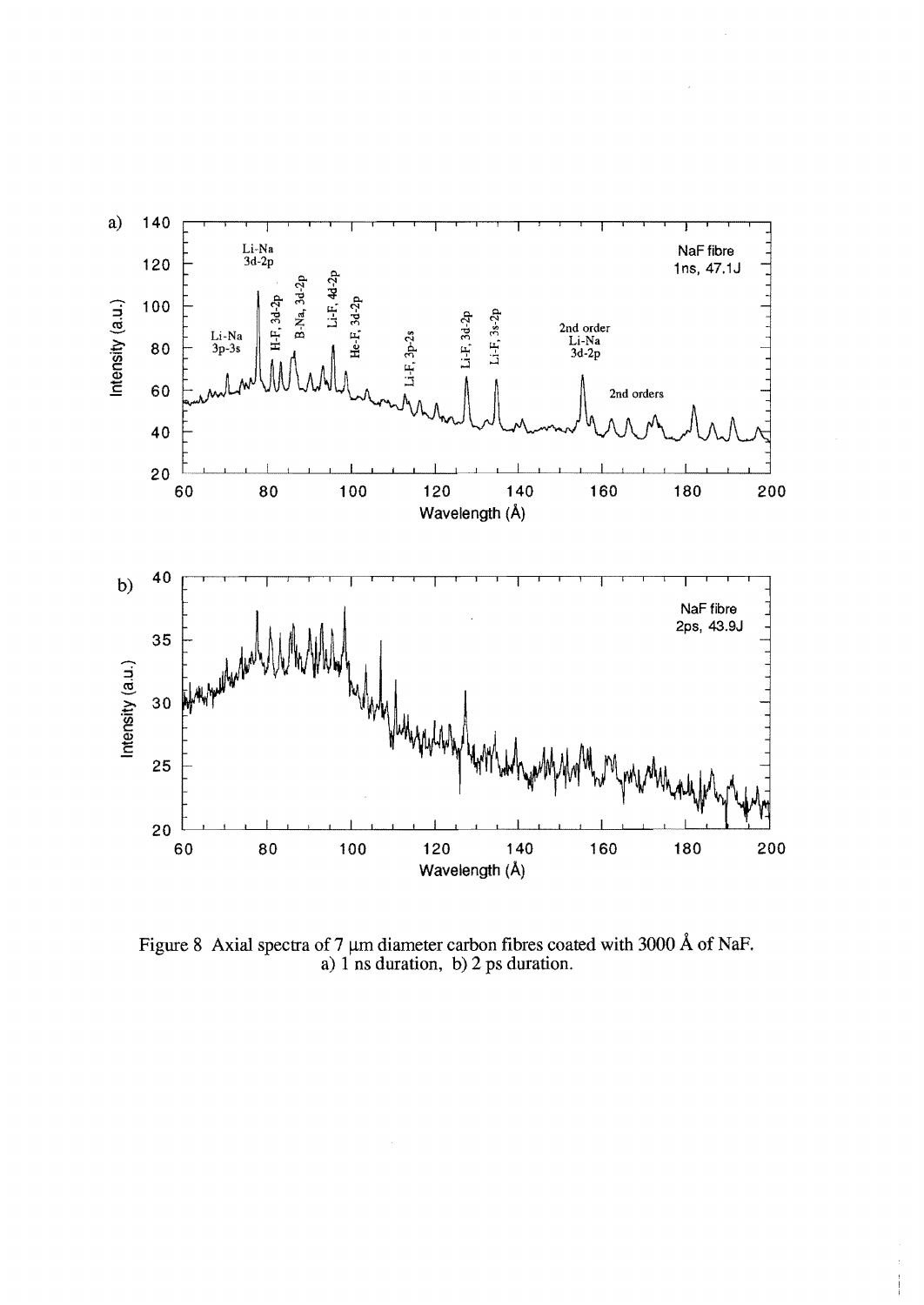Figure 8 Axial spectra of 7 μm diameter carbon fibres coated with 3000 Å of NaF.
a) 1 ns duration, b) 2 ps duration.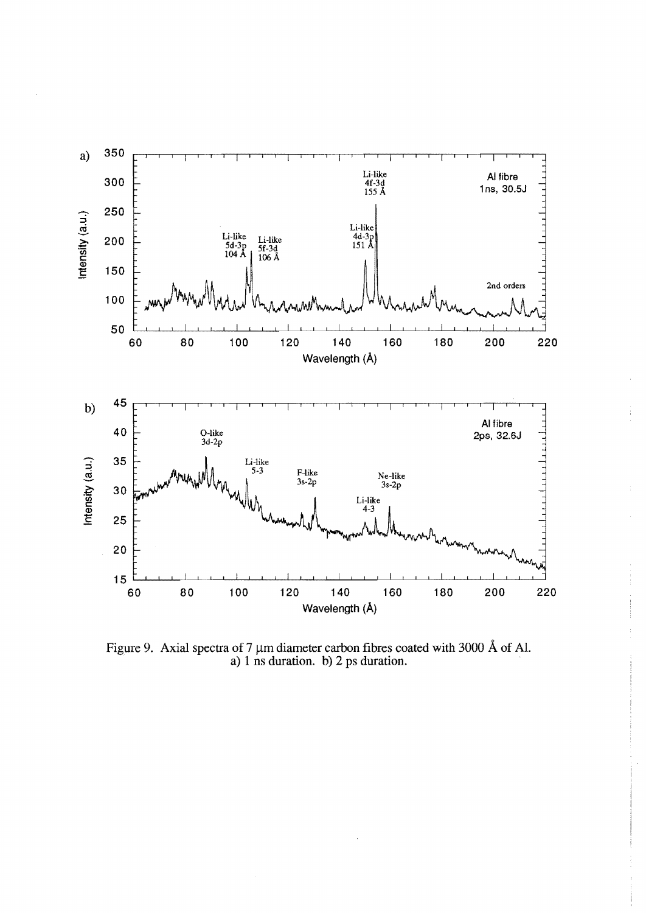Figure 9. Axial spectra of 7 μm diameter carbon fibres coated with 3000 Å of Al. a) 1 ns duration. b) 2 ps duration.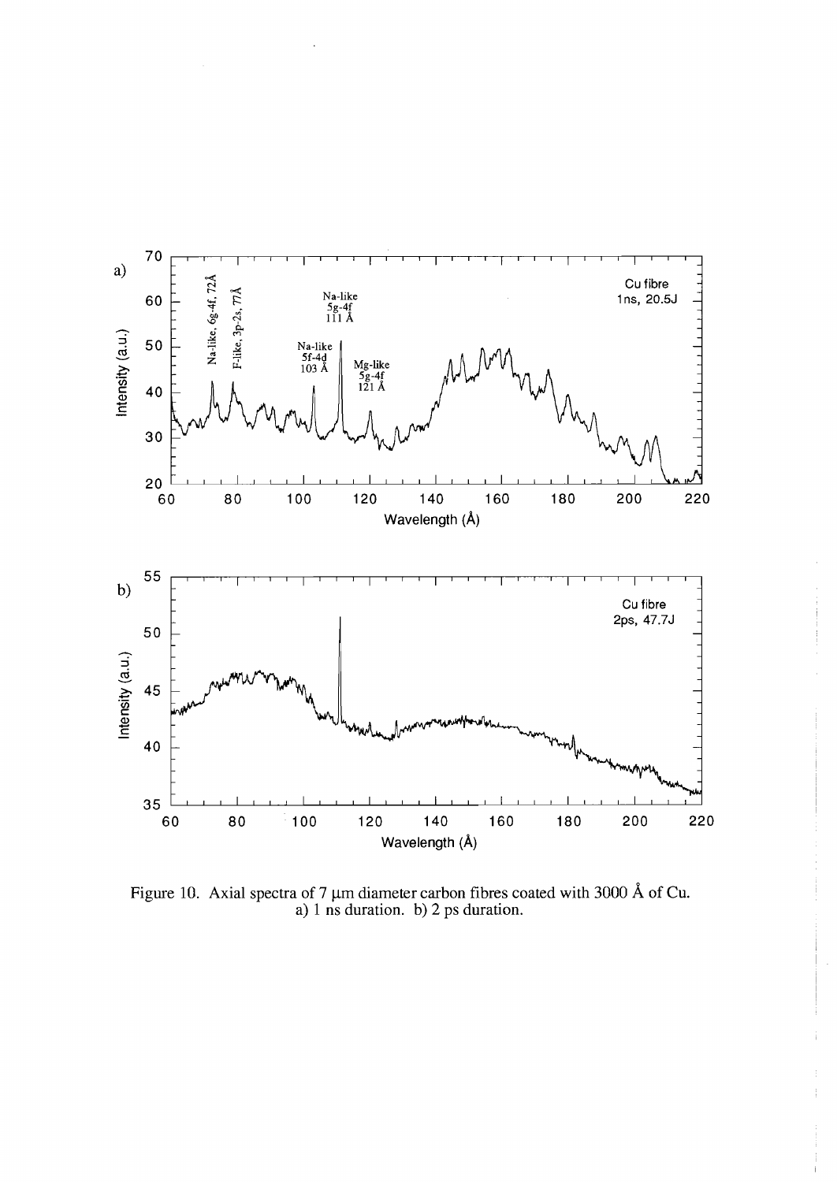Figure 10. Axial spectra of 7 μm diameter carbon fibres coated with 3000 Å of Cu.
a) 1 ns duration. b) 2 ps duration.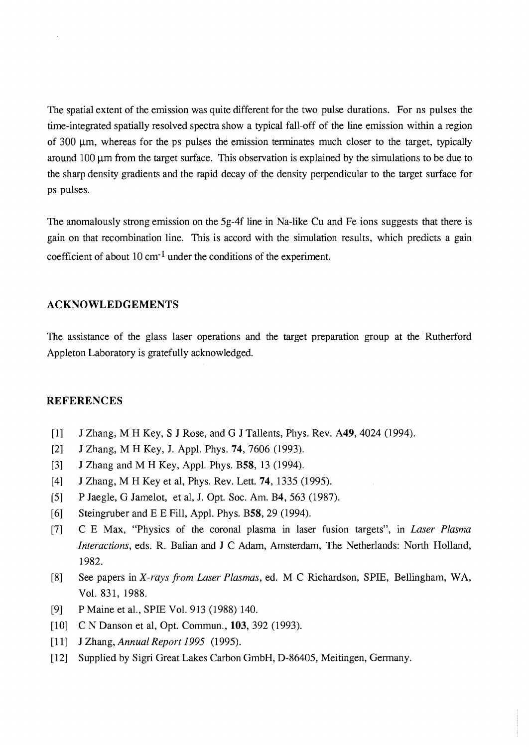The spatial extent of the emission was quite different for the two pulse durations. For ns pulses the time-integrated spatially resolved spectra show a typical fall-off of the line emission within a region of 300 μm, whereas for the ps pulses the emission terminates much closer to the target, typically around 100 μm from the target surface. This observation is explained by the simulations to be due to the sharp density gradients and the rapid decay of the density perpendicular to the target surface for ps pulses.

The anomalously strong emission on the 5g-4f line in Na-like Cu and Fe ions suggests that there is gain on that recombination line. This is accord with the simulation results, which predicts a gain coefficient of about 10 $cm^{-1}$ under the conditions of the experiment.

## ACKNOWLEDGEMENTS

The assistance of the glass laser operations and the target preparation group at the Rutherford Appleton Laboratory is gratefully acknowledged.

## REFERENCES

[1] J Zhang, M H Key, S J Rose, and G J Tallents, Phys. Rev. A**49**, 4024 (1994).

[2] J Zhang, M H Key, J. Appl. Phys. **74**, 7606 (1993).

[3] J Zhang and M H Key, Appl. Phys. B**58**, 13 (1994).

[4] J Zhang, M H Key et al, Phys. Rev. Lett. **74**, 1335 (1995).

[5] P Jaegle, G Jamelot, et al, J. Opt. Soc. Am. B**4**, 563 (1987).

[6] Steingruber and E E Fill, Appl. Phys. B**58**, 29 (1994).

[7] C E Max, "Physics of the coronal plasma in laser fusion targets", in *Laser Plasma Interactions*, eds. R. Balian and J C Adam, Amsterdam, The Netherlands: North Holland, 1982.

[8] See papers in *X-rays from Laser Plasmas*, ed. M C Richardson, SPIE, Bellingham, WA, Vol. 831, 1988.

[9] P Maine et al., SPIE Vol. 913 (1988) 140.

[10] C N Danson et al, Opt. Commun., **103**, 392 (1993).

[11] J Zhang, *Annual Report 1995* (1995).

[12] Supplied by Sigri Great Lakes Carbon GmbH, D-86405, Meitingen, Germany.